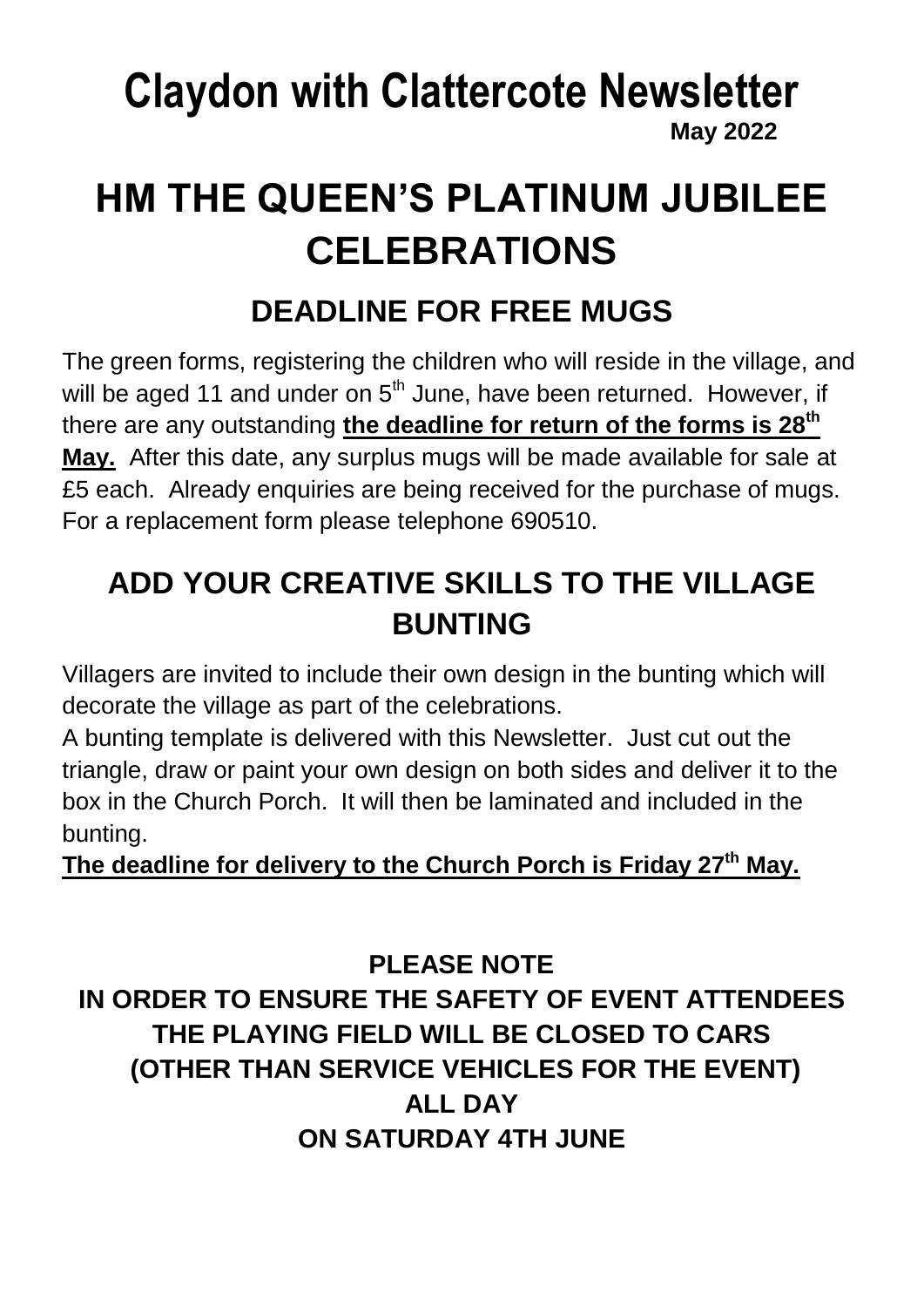# Claydon with Clattercote Newsletter

**May 2022**

# HM THE QUEEN'S PLATINUM JUBILEE CELEBRATIONS

## DEADLINE FOR FREE MUGS

The green forms, registering the children who will reside in the village, and will be aged 11 and under on 5th June, have been returned. However, if there are any outstanding **the deadline for return of the forms is 28th May.** After this date, any surplus mugs will be made available for sale at £5 each. Already enquiries are being received for the purchase of mugs. For a replacement form please telephone 690510.

## ADD YOUR CREATIVE SKILLS TO THE VILLAGE BUNTING

Villagers are invited to include their own design in the bunting which will decorate the village as part of the celebrations.

A bunting template is delivered with this Newsletter. Just cut out the triangle, draw or paint your own design on both sides and deliver it to the box in the Church Porch. It will then be laminated and included in the bunting.

**The deadline for delivery to the Church Porch is Friday 27th May.**

**PLEASE NOTE**
**IN ORDER TO ENSURE THE SAFETY OF EVENT ATTENDEES**
**THE PLAYING FIELD WILL BE CLOSED TO CARS**
**(OTHER THAN SERVICE VEHICLES FOR THE EVENT)**
**ALL DAY**
**ON SATURDAY 4TH JUNE**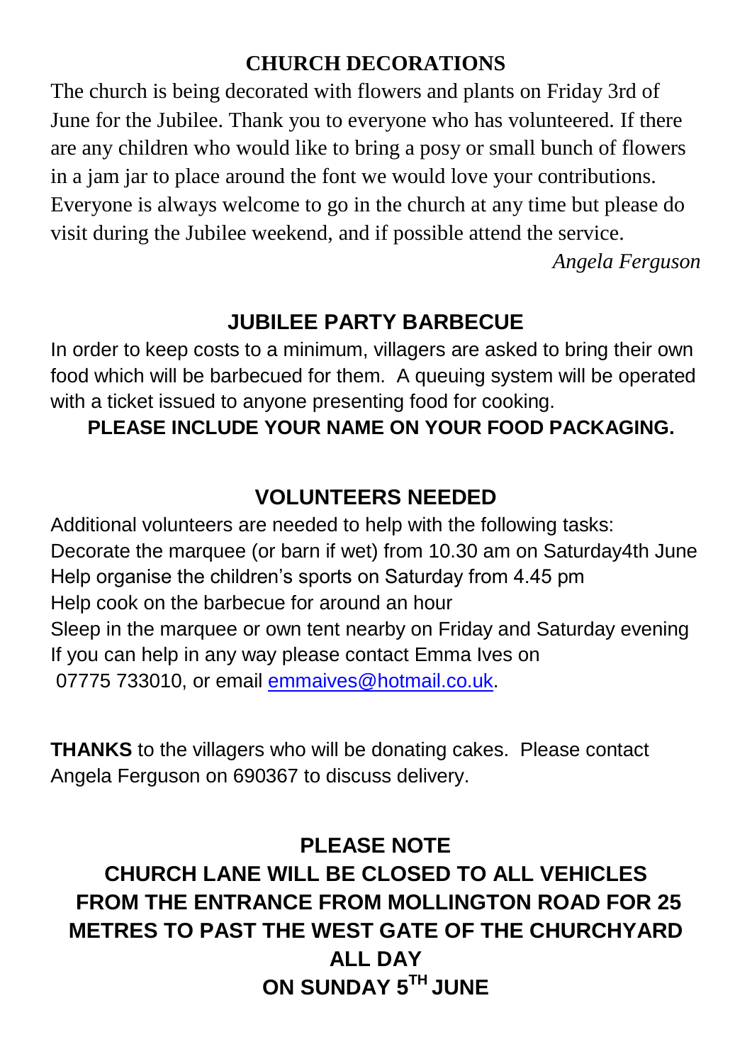## CHURCH DECORATIONS

The church is being decorated with flowers and plants on Friday 3rd of June for the Jubilee. Thank you to everyone who has volunteered. If there are any children who would like to bring a posy or small bunch of flowers in a jam jar to place around the font we would love your contributions. Everyone is always welcome to go in the church at any time but please do visit during the Jubilee weekend, and if possible attend the service.

*Angela Ferguson*

## JUBILEE PARTY BARBECUE

In order to keep costs to a minimum, villagers are asked to bring their own food which will be barbecued for them. A queuing system will be operated with a ticket issued to anyone presenting food for cooking.

**PLEASE INCLUDE YOUR NAME ON YOUR FOOD PACKAGING.**

## VOLUNTEERS NEEDED

Additional volunteers are needed to help with the following tasks:
Decorate the marquee (or barn if wet) from 10.30 am on Saturday4th June
Help organise the children's sports on Saturday from 4.45 pm
Help cook on the barbecue for around an hour
Sleep in the marquee or own tent nearby on Friday and Saturday evening
If you can help in any way please contact Emma Ives on
07775 733010, or email emmaives@hotmail.co.uk.

**THANKS** to the villagers who will be donating cakes. Please contact Angela Ferguson on 690367 to discuss delivery.

## PLEASE NOTE

**CHURCH LANE WILL BE CLOSED TO ALL VEHICLES FROM THE ENTRANCE FROM MOLLINGTON ROAD FOR 25 METRES TO PAST THE WEST GATE OF THE CHURCHYARD ALL DAY ON SUNDAY 5TH JUNE**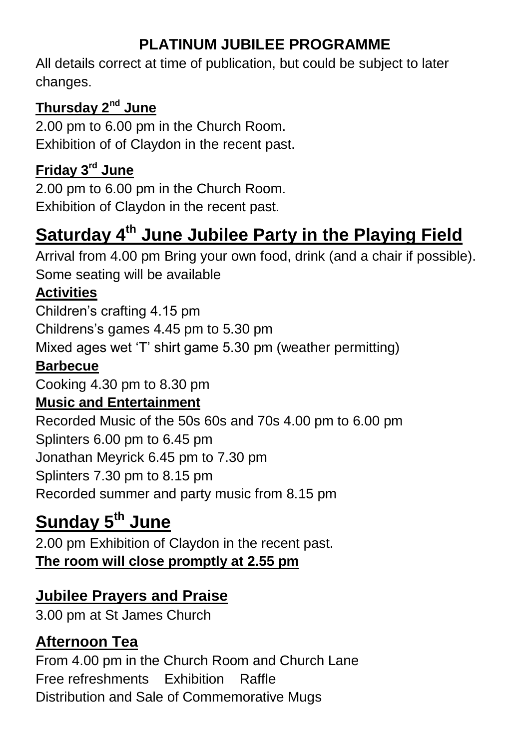# PLATINUM JUBILEE PROGRAMME

All details correct at time of publication, but could be subject to later changes.

### Thursday 2nd June

2.00 pm to 6.00 pm in the Church Room.
Exhibition of of Claydon in the recent past.

### Friday 3rd June

2.00 pm to 6.00 pm in the Church Room.
Exhibition of Claydon in the recent past.

## Saturday 4th June Jubilee Party in the Playing Field

Arrival from 4.00 pm Bring your own food, drink (and a chair if possible). Some seating will be available

**Activities**

Children's crafting 4.15 pm
Childrens's games 4.45 pm to 5.30 pm
Mixed ages wet 'T' shirt game 5.30 pm (weather permitting)

**Barbecue**

Cooking 4.30 pm to 8.30 pm

**Music and Entertainment**

Recorded Music of the 50s 60s and 70s 4.00 pm to 6.00 pm
Splinters 6.00 pm to 6.45 pm
Jonathan Meyrick 6.45 pm to 7.30 pm
Splinters 7.30 pm to 8.15 pm
Recorded summer and party music from 8.15 pm

## Sunday 5th June

2.00 pm Exhibition of Claydon in the recent past.
**The room will close promptly at 2.55 pm**

### Jubilee Prayers and Praise

3.00 pm at St James Church

### Afternoon Tea

From 4.00 pm in the Church Room and Church Lane
Free refreshments Exhibition Raffle
Distribution and Sale of Commemorative Mugs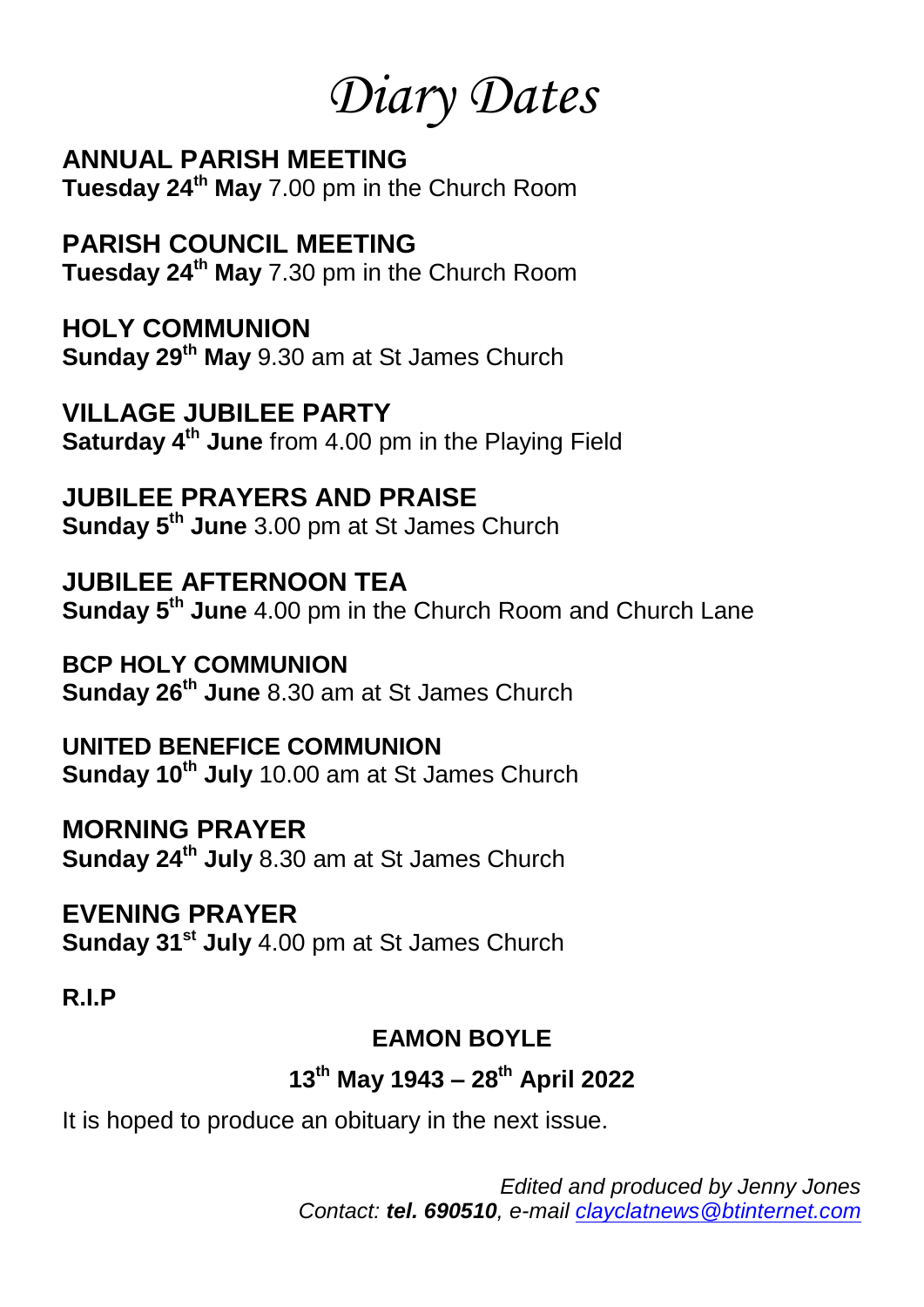# *Diary Dates*

**ANNUAL PARISH MEETING**
**Tuesday 24th May** 7.00 pm in the Church Room

**PARISH COUNCIL MEETING**
**Tuesday 24th May** 7.30 pm in the Church Room

**HOLY COMMUNION**
**Sunday 29th May** 9.30 am at St James Church

**VILLAGE JUBILEE PARTY**
**Saturday 4th June** from 4.00 pm in the Playing Field

**JUBILEE PRAYERS AND PRAISE**
**Sunday 5th June** 3.00 pm at St James Church

**JUBILEE AFTERNOON TEA**
**Sunday 5th June** 4.00 pm in the Church Room and Church Lane

**BCP HOLY COMMUNION**
**Sunday 26th June** 8.30 am at St James Church

**UNITED BENEFICE COMMUNION**
**Sunday 10th July** 10.00 am at St James Church

**MORNING PRAYER**
**Sunday 24th July** 8.30 am at St James Church

**EVENING PRAYER**
**Sunday 31st July** 4.00 pm at St James Church

**R.I.P**

**EAMON BOYLE**

**13th May 1943 – 28th April 2022**

It is hoped to produce an obituary in the next issue.

*Edited and produced by Jenny Jones*
*Contact: **tel. 690510**, e-mail clayclatnews@btinternet.com*